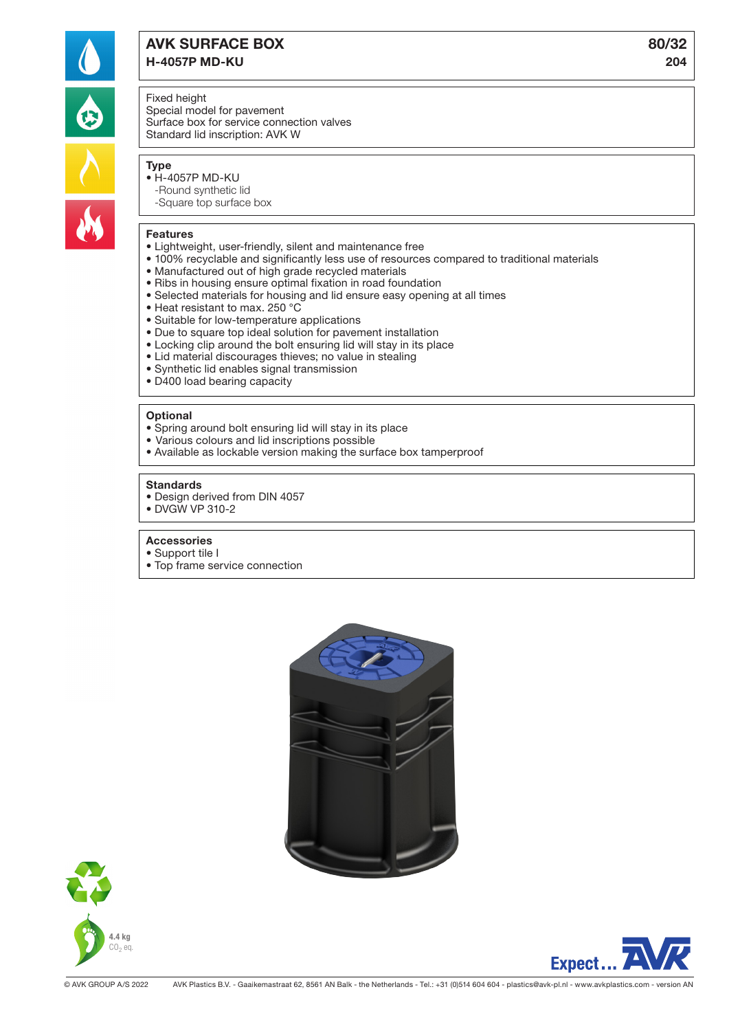# AVK SURFACE BOX

**H-4057P MD-KU**

**80/32**
**204**

Fixed height
Special model for pavement
Surface box for service connection valves
Standard lid inscription: AVK W

## Type

- H-4057P MD-KU
  - -Round synthetic lid
  - -Square top surface box

## Features

- Lightweight, user-friendly, silent and maintenance free
- 100% recyclable and significantly less use of resources compared to traditional materials
- Manufactured out of high grade recycled materials
- Ribs in housing ensure optimal fixation in road foundation
- Selected materials for housing and lid ensure easy opening at all times
- Heat resistant to max. 250 °C
- Suitable for low-temperature applications
- Due to square top ideal solution for pavement installation
- Locking clip around the bolt ensuring lid will stay in its place
- Lid material discourages thieves; no value in stealing
- Synthetic lid enables signal transmission
- D400 load bearing capacity

## Optional

- Spring around bolt ensuring lid will stay in its place
- Various colours and lid inscriptions possible
- Available as lockable version making the surface box tamperproof

## Standards

- Design derived from DIN 4057
- DVGW VP 310-2

## Accessories

- Support tile I
- Top frame service connection

4.4 kg
$CO_2$ eq.

Expect... AVK

© AVK GROUP A/S 2022 AVK Plastics B.V. - Gaaikemastraat 62, 8561 AN Balk - the Netherlands - Tel.: +31 (0)514 604 604 - plastics@avk-pl.nl - www.avkplastics.com - version AN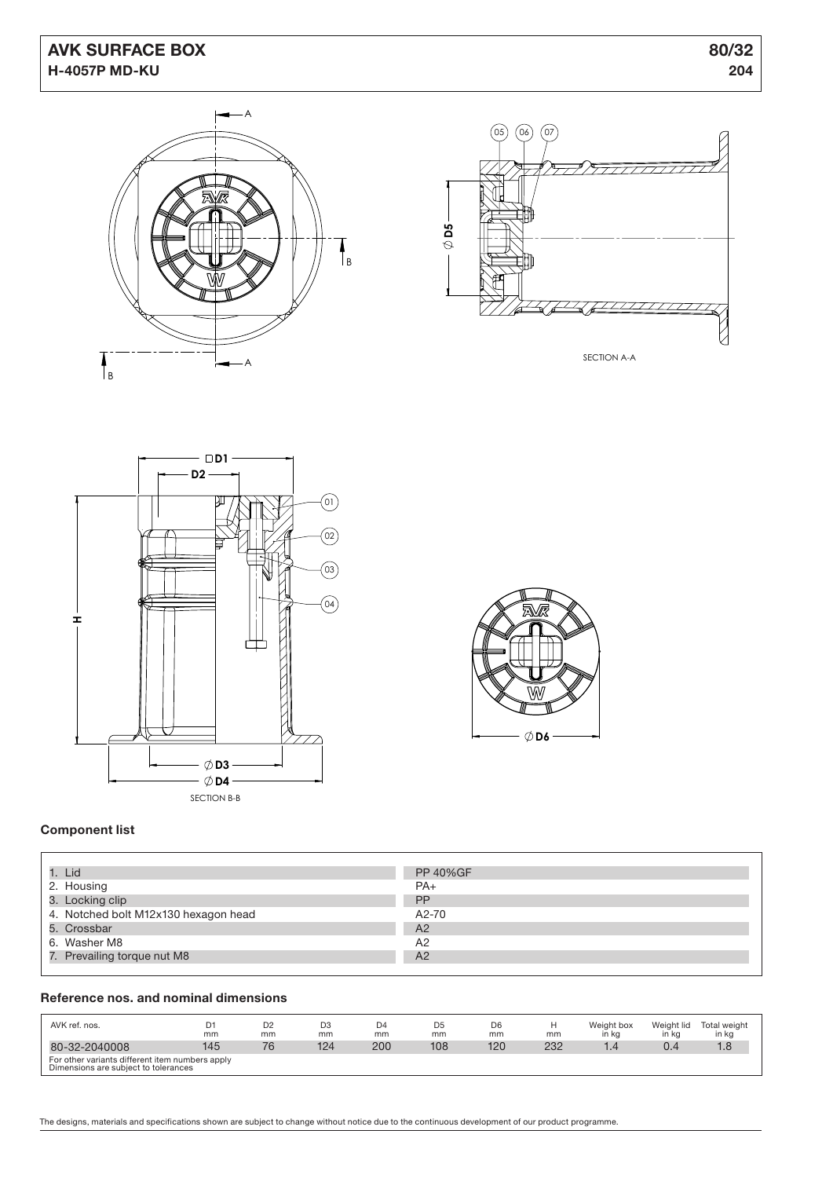# AVK SURFACE BOX 80/32

## H-4057P MD-KU 204

A

B

B

A

05 06 07

∅ D5

SECTION A-A

□D1

D2

01

02

03

04

H

∅ D3

∅ D4

SECTION B-B

∅ D6

### Component list

| | |
|---|---|
| 1. Lid | PP 40%GF |
| 2. Housing | PA+ |
| 3. Locking clip | PP |
| 4. Notched bolt M12x130 hexagon head | A2-70 |
| 5. Crossbar | A2 |
| 6. Washer M8 | A2 |
| 7. Prevailing torque nut M8 | A2 |

### Reference nos. and nominal dimensions

| AVK ref. nos. | D1 mm | D2 mm | D3 mm | D4 mm | D5 mm | D6 mm | H mm | Weight box in kg | Weight lid in kg | Total weight in kg |
|---|---|---|---|---|---|---|---|---|---|---|
| 80-32-2040008 | 145 | 76 | 124 | 200 | 108 | 120 | 232 | 1.4 | 0.4 | 1.8 |

For other variants different item numbers apply
Dimensions are subject to tolerances

The designs, materials and specifications shown are subject to change without notice due to the continuous development of our product programme.